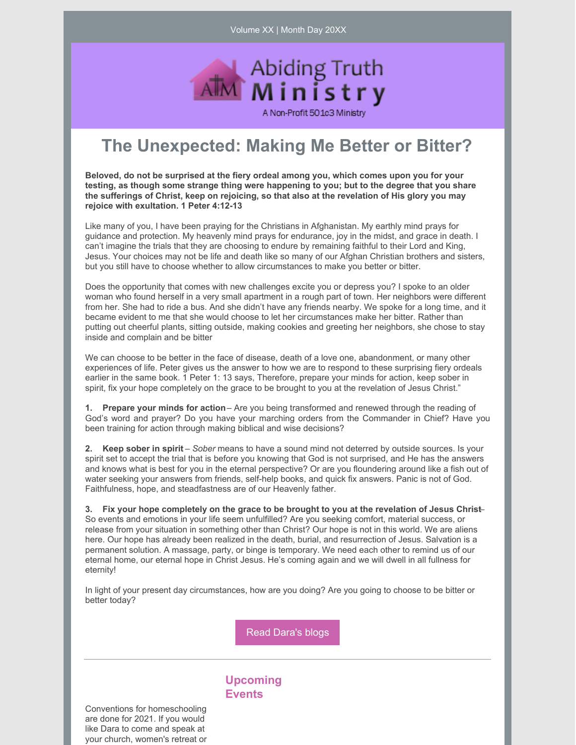Volume XX | Month Day 20XX

Abiding Truth Ministry

A Non-Profit 501c3 Ministry

# The Unexpected: Making Me Better or Bitter?

**Beloved, do not be surprised at the fiery ordeal among you, which comes upon you for your testing, as though some strange thing were happening to you; but to the degree that you share the sufferings of Christ, keep on rejoicing, so that also at the revelation of His glory you may rejoice with exultation. 1 Peter 4:12-13**

Like many of you, I have been praying for the Christians in Afghanistan. My earthly mind prays for guidance and protection. My heavenly mind prays for endurance, joy in the midst, and grace in death. I can't imagine the trials that they are choosing to endure by remaining faithful to their Lord and King, Jesus. Your choices may not be life and death like so many of our Afghan Christian brothers and sisters, but you still have to choose whether to allow circumstances to make you better or bitter.

Does the opportunity that comes with new challenges excite you or depress you? I spoke to an older woman who found herself in a very small apartment in a rough part of town. Her neighbors were different from her. She had to ride a bus. And she didn't have any friends nearby. We spoke for a long time, and it became evident to me that she would choose to let her circumstances make her bitter. Rather than putting out cheerful plants, sitting outside, making cookies and greeting her neighbors, she chose to stay inside and complain and be bitter

We can choose to be better in the face of disease, death of a love one, abandonment, or many other experiences of life. Peter gives us the answer to how we are to respond to these surprising fiery ordeals earlier in the same book. 1 Peter 1: 13 says, Therefore, prepare your minds for action, keep sober in spirit, fix your hope completely on the grace to be brought to you at the revelation of Jesus Christ."

1. **Prepare your minds for action** – Are you being transformed and renewed through the reading of God's word and prayer? Do you have your marching orders from the Commander in Chief? Have you been training for action through making biblical and wise decisions?

2. **Keep sober in spirit** – *Sober* means to have a sound mind not deterred by outside sources. Is your spirit set to accept the trial that is before you knowing that God is not surprised, and He has the answers and knows what is best for you in the eternal perspective? Or are you floundering around like a fish out of water seeking your answers from friends, self-help books, and quick fix answers. Panic is not of God. Faithfulness, hope, and steadfastness are of our Heavenly father.

3. **Fix your hope completely on the grace to be brought to you at the revelation of Jesus Christ** – So events and emotions in your life seem unfulfilled? Are you seeking comfort, material success, or release from your situation in something other than Christ? Our hope is not in this world. We are aliens here. Our hope has already been realized in the death, burial, and resurrection of Jesus. Salvation is a permanent solution. A massage, party, or binge is temporary. We need each other to remind us of our eternal home, our eternal hope in Christ Jesus. He's coming again and we will dwell in all fullness for eternity!

In light of your present day circumstances, how are you doing? Are you going to choose to be bitter or better today?

Read Dara's blogs

---

## Upcoming Events

Conventions for homeschooling are done for 2021. If you would like Dara to come and speak at your church, women's retreat or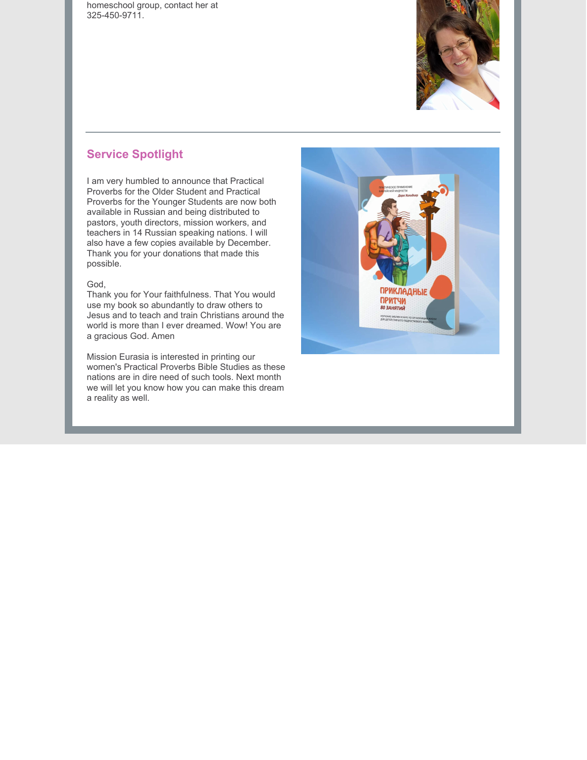homeschool group, contact her at 325-450-9711.

## Service Spotlight

I am very humbled to announce that Practical Proverbs for the Older Student and Practical Proverbs for the Younger Students are now both available in Russian and being distributed to pastors, youth directors, mission workers, and teachers in 14 Russian speaking nations. I will also have a few copies available by December. Thank you for your donations that made this possible.

God,
Thank you for Your faithfulness. That You would use my book so abundantly to draw others to Jesus and to teach and train Christians around the world is more than I ever dreamed. Wow! You are a gracious God. Amen

Mission Eurasia is interested in printing our women's Practical Proverbs Bible Studies as these nations are in dire need of such tools. Next month we will let you know how you can make this dream a reality as well.